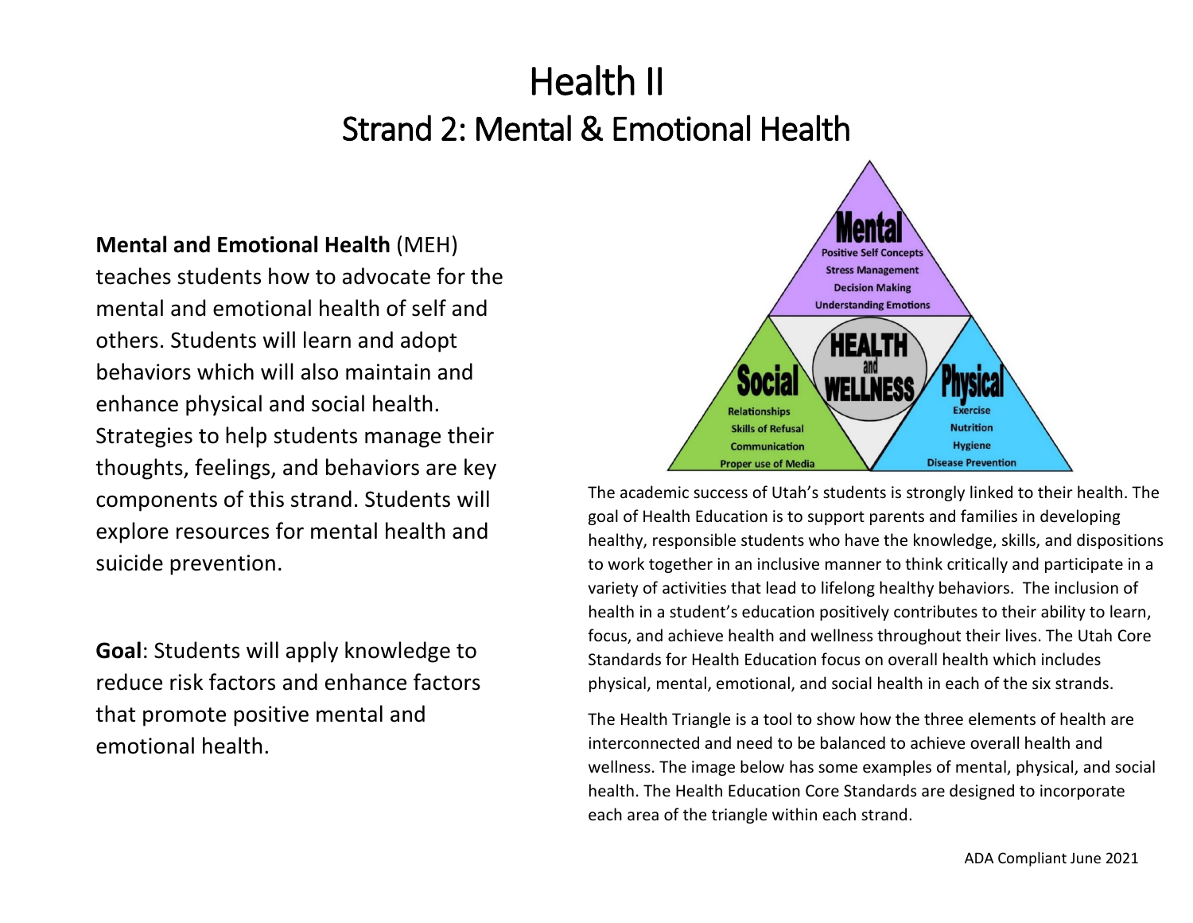# Health II

## Strand 2: Mental & Emotional Health

**Mental and Emotional Health** (MEH) teaches students how to advocate for the mental and emotional health of self and others. Students will learn and adopt behaviors which will also maintain and enhance physical and social health. Strategies to help students manage their thoughts, feelings, and behaviors are key components of this strand. Students will explore resources for mental health and suicide prevention.

**Goal**: Students will apply knowledge to reduce risk factors and enhance factors that promote positive mental and emotional health.

**HEALTH and WELLNESS**

**Mental**
- Positive Self Concepts
- Stress Management
- Decision Making
- Understanding Emotions

**Social**
- Relationships
- Skills of Refusal
- Communication
- Proper use of Media

**Physical**
- Exercise
- Nutrition
- Hygiene
- Disease Prevention

The academic success of Utah's students is strongly linked to their health. The goal of Health Education is to support parents and families in developing healthy, responsible students who have the knowledge, skills, and dispositions to work together in an inclusive manner to think critically and participate in a variety of activities that lead to lifelong healthy behaviors. The inclusion of health in a student's education positively contributes to their ability to learn, focus, and achieve health and wellness throughout their lives. The Utah Core Standards for Health Education focus on overall health which includes physical, mental, emotional, and social health in each of the six strands.

The Health Triangle is a tool to show how the three elements of health are interconnected and need to be balanced to achieve overall health and wellness. The image below has some examples of mental, physical, and social health. The Health Education Core Standards are designed to incorporate each area of the triangle within each strand.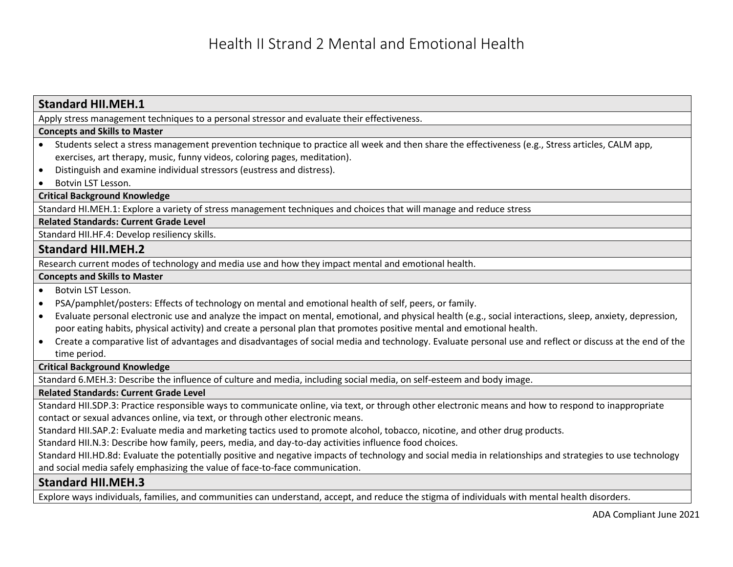# Health II Strand 2 Mental and Emotional Health

## Standard HII.MEH.1

Apply stress management techniques to a personal stressor and evaluate their effectiveness.

**Concepts and Skills to Master**

- Students select a stress management prevention technique to practice all week and then share the effectiveness (e.g., Stress articles, CALM app, exercises, art therapy, music, funny videos, coloring pages, meditation).
- Distinguish and examine individual stressors (eustress and distress).
- Botvin LST Lesson.

**Critical Background Knowledge**

Standard HI.MEH.1: Explore a variety of stress management techniques and choices that will manage and reduce stress

**Related Standards: Current Grade Level**

Standard HII.HF.4: Develop resiliency skills.

## Standard HII.MEH.2

Research current modes of technology and media use and how they impact mental and emotional health.

**Concepts and Skills to Master**

- Botvin LST Lesson.
- PSA/pamphlet/posters: Effects of technology on mental and emotional health of self, peers, or family.
- Evaluate personal electronic use and analyze the impact on mental, emotional, and physical health (e.g., social interactions, sleep, anxiety, depression, poor eating habits, physical activity) and create a personal plan that promotes positive mental and emotional health.
- Create a comparative list of advantages and disadvantages of social media and technology. Evaluate personal use and reflect or discuss at the end of the time period.

**Critical Background Knowledge**

Standard 6.MEH.3: Describe the influence of culture and media, including social media, on self-esteem and body image.

**Related Standards: Current Grade Level**

Standard HII.SDP.3: Practice responsible ways to communicate online, via text, or through other electronic means and how to respond to inappropriate contact or sexual advances online, via text, or through other electronic means.

Standard HII.SAP.2: Evaluate media and marketing tactics used to promote alcohol, tobacco, nicotine, and other drug products.

Standard HII.N.3: Describe how family, peers, media, and day-to-day activities influence food choices.

Standard HII.HD.8d: Evaluate the potentially positive and negative impacts of technology and social media in relationships and strategies to use technology and social media safely emphasizing the value of face-to-face communication.

## Standard HII.MEH.3

Explore ways individuals, families, and communities can understand, accept, and reduce the stigma of individuals with mental health disorders.

ADA Compliant June 2021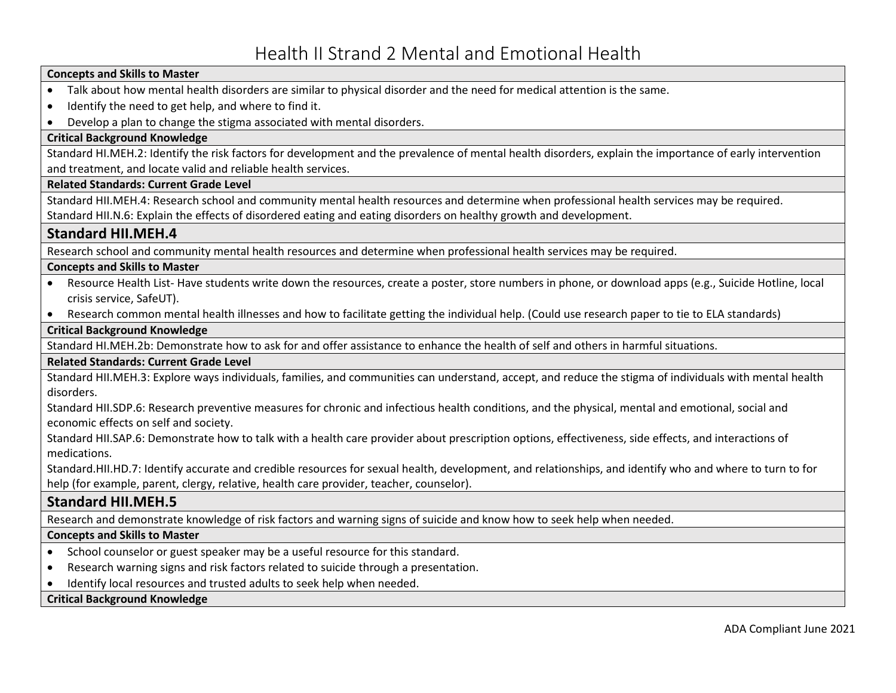# Health II Strand 2 Mental and Emotional Health

**Concepts and Skills to Master**

- Talk about how mental health disorders are similar to physical disorder and the need for medical attention is the same.
- Identify the need to get help, and where to find it.
- Develop a plan to change the stigma associated with mental disorders.

**Critical Background Knowledge**

Standard HI.MEH.2: Identify the risk factors for development and the prevalence of mental health disorders, explain the importance of early intervention and treatment, and locate valid and reliable health services.

**Related Standards: Current Grade Level**

Standard HII.MEH.4: Research school and community mental health resources and determine when professional health services may be required.
Standard HII.N.6: Explain the effects of disordered eating and eating disorders on healthy growth and development.

## Standard HII.MEH.4

Research school and community mental health resources and determine when professional health services may be required.

**Concepts and Skills to Master**

- Resource Health List- Have students write down the resources, create a poster, store numbers in phone, or download apps (e.g., Suicide Hotline, local crisis service, SafeUT).
- Research common mental health illnesses and how to facilitate getting the individual help. (Could use research paper to tie to ELA standards)

**Critical Background Knowledge**

Standard HI.MEH.2b: Demonstrate how to ask for and offer assistance to enhance the health of self and others in harmful situations.

**Related Standards: Current Grade Level**

Standard HII.MEH.3: Explore ways individuals, families, and communities can understand, accept, and reduce the stigma of individuals with mental health disorders.
Standard HII.SDP.6: Research preventive measures for chronic and infectious health conditions, and the physical, mental and emotional, social and economic effects on self and society.
Standard HII.SAP.6: Demonstrate how to talk with a health care provider about prescription options, effectiveness, side effects, and interactions of medications.
Standard.HII.HD.7: Identify accurate and credible resources for sexual health, development, and relationships, and identify who and where to turn to for help (for example, parent, clergy, relative, health care provider, teacher, counselor).

## Standard HII.MEH.5

Research and demonstrate knowledge of risk factors and warning signs of suicide and know how to seek help when needed.

**Concepts and Skills to Master**

- School counselor or guest speaker may be a useful resource for this standard.
- Research warning signs and risk factors related to suicide through a presentation.
- Identify local resources and trusted adults to seek help when needed.

**Critical Background Knowledge**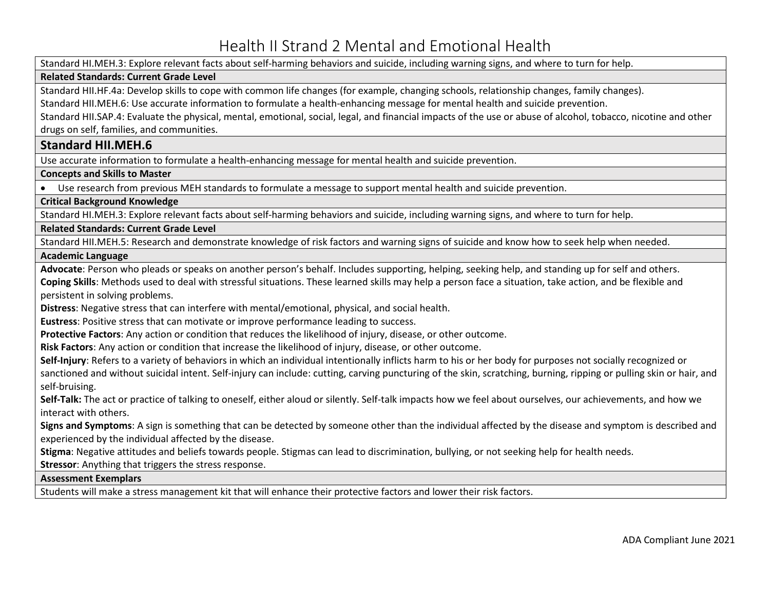# Health II Strand 2 Mental and Emotional Health

Standard HI.MEH.3: Explore relevant facts about self-harming behaviors and suicide, including warning signs, and where to turn for help.

**Related Standards: Current Grade Level**

Standard HII.HF.4a: Develop skills to cope with common life changes (for example, changing schools, relationship changes, family changes).

Standard HII.MEH.6: Use accurate information to formulate a health-enhancing message for mental health and suicide prevention.

Standard HII.SAP.4: Evaluate the physical, mental, emotional, social, legal, and financial impacts of the use or abuse of alcohol, tobacco, nicotine and other drugs on self, families, and communities.

## Standard HII.MEH.6

Use accurate information to formulate a health-enhancing message for mental health and suicide prevention.

**Concepts and Skills to Master**

- Use research from previous MEH standards to formulate a message to support mental health and suicide prevention.

**Critical Background Knowledge**

Standard HI.MEH.3: Explore relevant facts about self-harming behaviors and suicide, including warning signs, and where to turn for help.

**Related Standards: Current Grade Level**

Standard HII.MEH.5: Research and demonstrate knowledge of risk factors and warning signs of suicide and know how to seek help when needed.

**Academic Language**

**Advocate**: Person who pleads or speaks on another person's behalf. Includes supporting, helping, seeking help, and standing up for self and others.

**Coping Skills**: Methods used to deal with stressful situations. These learned skills may help a person face a situation, take action, and be flexible and persistent in solving problems.

**Distress**: Negative stress that can interfere with mental/emotional, physical, and social health.

**Eustress**: Positive stress that can motivate or improve performance leading to success.

**Protective Factors**: Any action or condition that reduces the likelihood of injury, disease, or other outcome.

**Risk Factors**: Any action or condition that increase the likelihood of injury, disease, or other outcome.

**Self-Injury**: Refers to a variety of behaviors in which an individual intentionally inflicts harm to his or her body for purposes not socially recognized or sanctioned and without suicidal intent. Self-injury can include: cutting, carving puncturing of the skin, scratching, burning, ripping or pulling skin or hair, and self-bruising.

**Self-Talk:** The act or practice of talking to oneself, either aloud or silently. Self-talk impacts how we feel about ourselves, our achievements, and how we interact with others.

**Signs and Symptoms**: A sign is something that can be detected by someone other than the individual affected by the disease and symptom is described and experienced by the individual affected by the disease.

**Stigma**: Negative attitudes and beliefs towards people. Stigmas can lead to discrimination, bullying, or not seeking help for health needs.

**Stressor**: Anything that triggers the stress response.

**Assessment Exemplars**

Students will make a stress management kit that will enhance their protective factors and lower their risk factors.

ADA Compliant June 2021